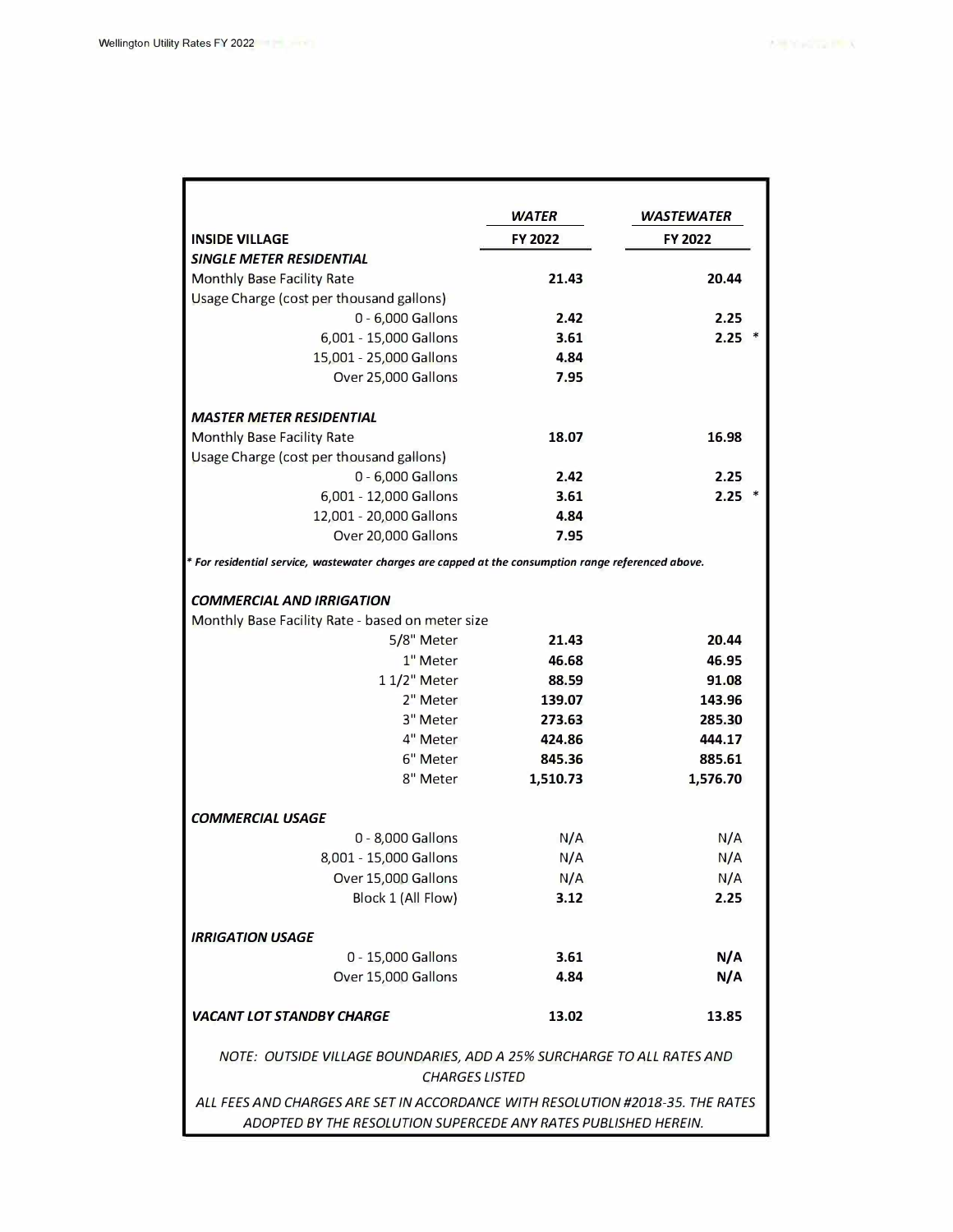| INSIDE VILLAGE | WATER FY 2022 | WASTEWATER FY 2022 |
|---|---|---|
| ***SINGLE METER RESIDENTIAL*** | | |
| Monthly Base Facility Rate | **21.43** | **20.44** |
| Usage Charge (cost per thousand gallons) | | |
| 0 - 6,000 Gallons | **2.42** | **2.25** |
| 6,001 - 15,000 Gallons | **3.61** | **2.25** * |
| 15,001 - 25,000 Gallons | **4.84** | |
| Over 25,000 Gallons | **7.95** | |
| ***MASTER METER RESIDENTIAL*** | | |
| Monthly Base Facility Rate | **18.07** | **16.98** |
| Usage Charge (cost per thousand gallons) | | |
| 0 - 6,000 Gallons | **2.42** | **2.25** |
| 6,001 - 12,000 Gallons | **3.61** | **2.25** * |
| 12,001 - 20,000 Gallons | **4.84** | |
| Over 20,000 Gallons | **7.95** | |

***\* For residential service, wastewater charges are capped at the consumption range referenced above.***

| | WATER FY 2022 | WASTEWATER FY 2022 |
|---|---|---|
| ***COMMERCIAL AND IRRIGATION*** | | |
| Monthly Base Facility Rate - based on meter size | | |
| 5/8" Meter | **21.43** | **20.44** |
| 1" Meter | **46.68** | **46.95** |
| 1 1/2" Meter | **88.59** | **91.08** |
| 2" Meter | **139.07** | **143.96** |
| 3" Meter | **273.63** | **285.30** |
| 4" Meter | **424.86** | **444.17** |
| 6" Meter | **845.36** | **885.61** |
| 8" Meter | **1,510.73** | **1,576.70** |
| ***COMMERCIAL USAGE*** | | |
| 0 - 8,000 Gallons | N/A | N/A |
| 8,001 - 15,000 Gallons | N/A | N/A |
| Over 15,000 Gallons | N/A | N/A |
| Block 1 (All Flow) | **3.12** | **2.25** |
| ***IRRIGATION USAGE*** | | |
| 0 - 15,000 Gallons | **3.61** | **N/A** |
| Over 15,000 Gallons | **4.84** | **N/A** |
| ***VACANT LOT STANDBY CHARGE*** | **13.02** | **13.85** |

*NOTE: OUTSIDE VILLAGE BOUNDARIES, ADD A 25% SURCHARGE TO ALL RATES AND CHARGES LISTED*

*ALL FEES AND CHARGES ARE SET IN ACCORDANCE WITH RESOLUTION #2018-35. THE RATES ADOPTED BY THE RESOLUTION SUPERCEDE ANY RATES PUBLISHED HEREIN.*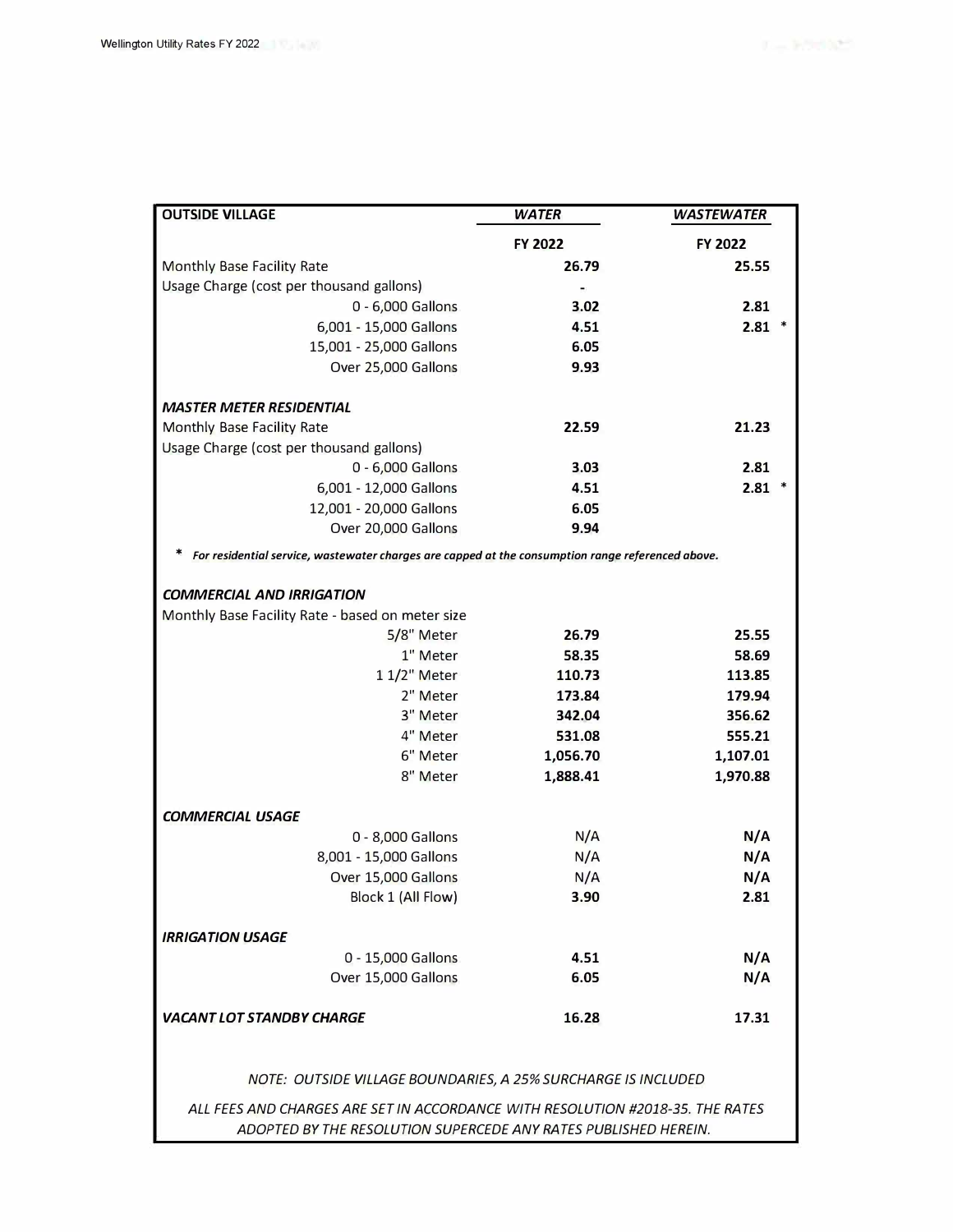| OUTSIDE VILLAGE | WATER | WASTEWATER |
|---|---|---|
| | FY 2022 | FY 2022 |
| Monthly Base Facility Rate | 26.79 | 25.55 |
| Usage Charge (cost per thousand gallons) | - | |
| 0 - 6,000 Gallons | 3.02 | 2.81 |
| 6,001 - 15,000 Gallons | 4.51 | 2.81 * |
| 15,001 - 25,000 Gallons | 6.05 | |
| Over 25,000 Gallons | 9.93 | |
| ***MASTER METER RESIDENTIAL*** | | |
| Monthly Base Facility Rate | 22.59 | 21.23 |
| Usage Charge (cost per thousand gallons) | | |
| 0 - 6,000 Gallons | 3.03 | 2.81 |
| 6,001 - 12,000 Gallons | 4.51 | 2.81 * |
| 12,001 - 20,000 Gallons | 6.05 | |
| Over 20,000 Gallons | 9.94 | |

\* *For residential service, wastewater charges are capped at the consumption range referenced above.*

| ***COMMERCIAL AND IRRIGATION*** | WATER | WASTEWATER |
|---|---|---|
| Monthly Base Facility Rate - based on meter size | | |
| 5/8" Meter | 26.79 | 25.55 |
| 1" Meter | 58.35 | 58.69 |
| 1 1/2" Meter | 110.73 | 113.85 |
| 2" Meter | 173.84 | 179.94 |
| 3" Meter | 342.04 | 356.62 |
| 4" Meter | 531.08 | 555.21 |
| 6" Meter | 1,056.70 | 1,107.01 |
| 8" Meter | 1,888.41 | 1,970.88 |
| ***COMMERCIAL USAGE*** | | |
| 0 - 8,000 Gallons | N/A | N/A |
| 8,001 - 15,000 Gallons | N/A | N/A |
| Over 15,000 Gallons | N/A | N/A |
| Block 1 (All Flow) | 3.90 | 2.81 |
| ***IRRIGATION USAGE*** | | |
| 0 - 15,000 Gallons | 4.51 | N/A |
| Over 15,000 Gallons | 6.05 | N/A |
| ***VACANT LOT STANDBY CHARGE*** | 16.28 | 17.31 |

*NOTE: OUTSIDE VILLAGE BOUNDARIES, A 25% SURCHARGE IS INCLUDED*

*ALL FEES AND CHARGES ARE SET IN ACCORDANCE WITH RESOLUTION #2018-35. THE RATES ADOPTED BY THE RESOLUTION SUPERCEDE ANY RATES PUBLISHED HEREIN.*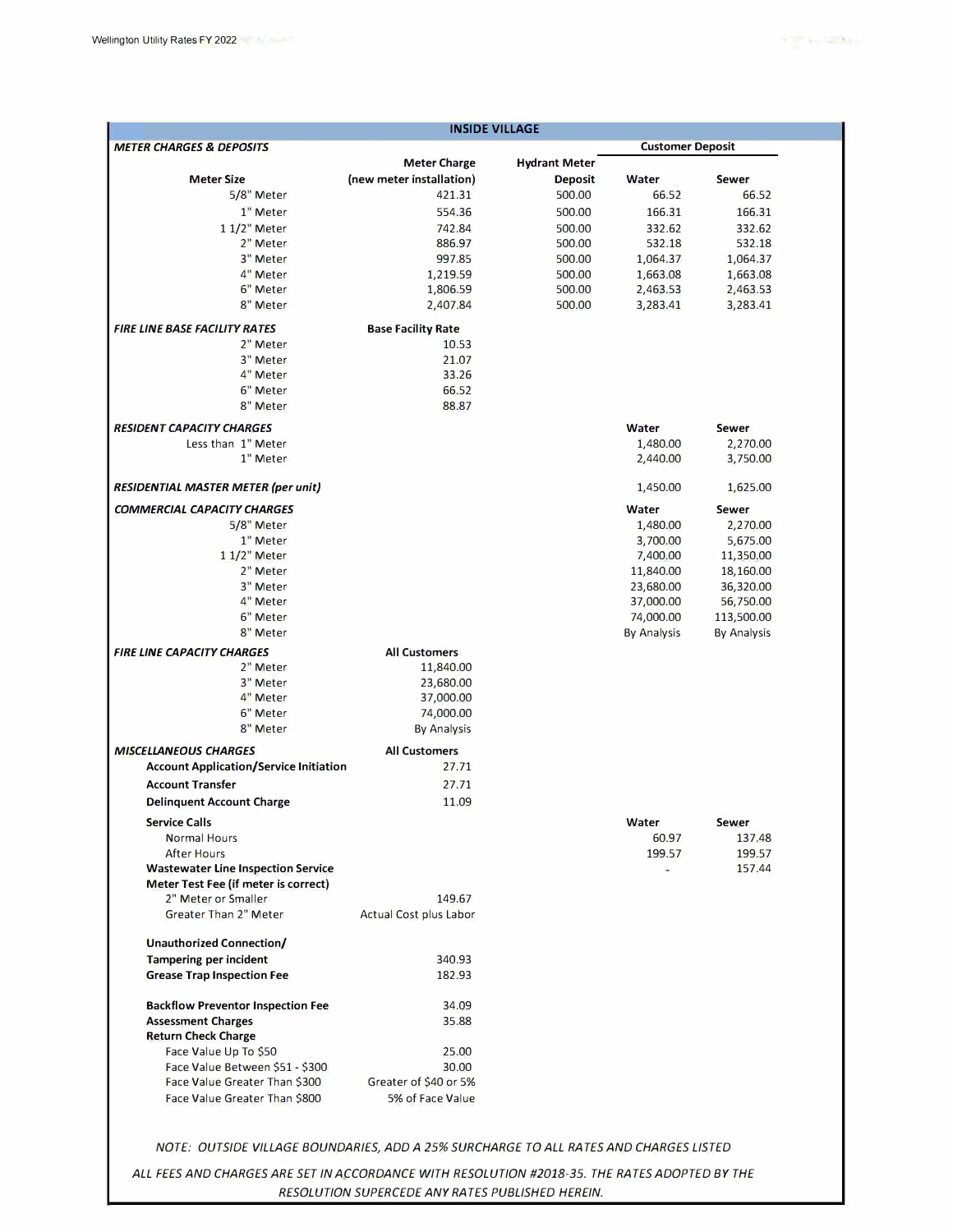## INSIDE VILLAGE

| METER CHARGES & DEPOSITS | | | Customer Deposit | |
|---|---|---|---|---|
| Meter Size | Meter Charge (new meter installation) | Hydrant Meter Deposit | Water | Sewer |
| 5/8" Meter | 421.31 | 500.00 | 66.52 | 66.52 |
| 1" Meter | 554.36 | 500.00 | 166.31 | 166.31 |
| 1 1/2" Meter | 742.84 | 500.00 | 332.62 | 332.62 |
| 2" Meter | 886.97 | 500.00 | 532.18 | 532.18 |
| 3" Meter | 997.85 | 500.00 | 1,064.37 | 1,064.37 |
| 4" Meter | 1,219.59 | 500.00 | 1,663.08 | 1,663.08 |
| 6" Meter | 1,806.59 | 500.00 | 2,463.53 | 2,463.53 |
| 8" Meter | 2,407.84 | 500.00 | 3,283.41 | 3,283.41 |

| FIRE LINE BASE FACILITY RATES | Base Facility Rate |
|---|---|
| 2" Meter | 10.53 |
| 3" Meter | 21.07 |
| 4" Meter | 33.26 |
| 6" Meter | 66.52 |
| 8" Meter | 88.87 |

| RESIDENT CAPACITY CHARGES | Water | Sewer |
|---|---|---|
| Less than 1" Meter | 1,480.00 | 2,270.00 |
| 1" Meter | 2,440.00 | 3,750.00 |
| **RESIDENTIAL MASTER METER (per unit)** | 1,450.00 | 1,625.00 |

| COMMERCIAL CAPACITY CHARGES | Water | Sewer |
|---|---|---|
| 5/8" Meter | 1,480.00 | 2,270.00 |
| 1" Meter | 3,700.00 | 5,675.00 |
| 1 1/2" Meter | 7,400.00 | 11,350.00 |
| 2" Meter | 11,840.00 | 18,160.00 |
| 3" Meter | 23,680.00 | 36,320.00 |
| 4" Meter | 37,000.00 | 56,750.00 |
| 6" Meter | 74,000.00 | 113,500.00 |
| 8" Meter | By Analysis | By Analysis |

| FIRE LINE CAPACITY CHARGES | All Customers |
|---|---|
| 2" Meter | 11,840.00 |
| 3" Meter | 23,680.00 |
| 4" Meter | 37,000.00 |
| 6" Meter | 74,000.00 |
| 8" Meter | By Analysis |

| MISCELLANEOUS CHARGES | All Customers | Water | Sewer |
|---|---|---|---|
| **Account Application/Service Initiation** | 27.71 | | |
| **Account Transfer** | 27.71 | | |
| **Delinquent Account Charge** | 11.09 | | |
| **Service Calls** | | | |
| Normal Hours | | 60.97 | 137.48 |
| After Hours | | 199.57 | 199.57 |
| **Wastewater Line Inspection Service** | | - | 157.44 |
| **Meter Test Fee (if meter is correct)** | | | |
| 2" Meter or Smaller | 149.67 | | |
| Greater Than 2" Meter | Actual Cost plus Labor | | |
| **Unauthorized Connection/ Tampering per incident** | 340.93 | | |
| **Grease Trap Inspection Fee** | 182.93 | | |
| **Backflow Preventor Inspection Fee** | 34.09 | | |
| **Assessment Charges** | 35.88 | | |
| **Return Check Charge** | | | |
| Face Value Up To $50 | 25.00 | | |
| Face Value Between $51 - $300 | 30.00 | | |
| Face Value Greater Than $300 | Greater of $40 or 5% | | |
| Face Value Greater Than $800 | 5% of Face Value | | |

*NOTE: OUTSIDE VILLAGE BOUNDARIES, ADD A 25% SURCHARGE TO ALL RATES AND CHARGES LISTED*

*ALL FEES AND CHARGES ARE SET IN ACCORDANCE WITH RESOLUTION #2018-35. THE RATES ADOPTED BY THE RESOLUTION SUPERCEDE ANY RATES PUBLISHED HEREIN.*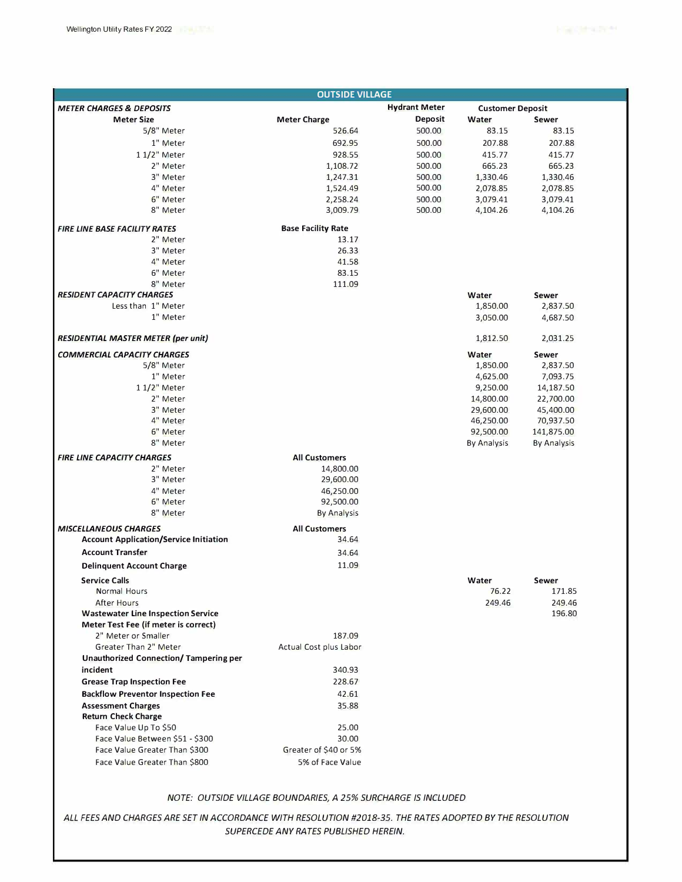## OUTSIDE VILLAGE

| METER CHARGES & DEPOSITS | | Hydrant Meter | Customer Deposit | |
|---|---|---|---|---|
| Meter Size | Meter Charge | Deposit | Water | Sewer |
| 5/8" Meter | 526.64 | 500.00 | 83.15 | 83.15 |
| 1" Meter | 692.95 | 500.00 | 207.88 | 207.88 |
| 1 1/2" Meter | 928.55 | 500.00 | 415.77 | 415.77 |
| 2" Meter | 1,108.72 | 500.00 | 665.23 | 665.23 |
| 3" Meter | 1,247.31 | 500.00 | 1,330.46 | 1,330.46 |
| 4" Meter | 1,524.49 | 500.00 | 2,078.85 | 2,078.85 |
| 6" Meter | 2,258.24 | 500.00 | 3,079.41 | 3,079.41 |
| 8" Meter | 3,009.79 | 500.00 | 4,104.26 | 4,104.26 |
| ***FIRE LINE BASE FACILITY RATES*** | **Base Facility Rate** | | | |
| 2" Meter | 13.17 | | | |
| 3" Meter | 26.33 | | | |
| 4" Meter | 41.58 | | | |
| 6" Meter | 83.15 | | | |
| 8" Meter | 111.09 | | | |
| ***RESIDENT CAPACITY CHARGES*** | | | **Water** | **Sewer** |
| Less than 1" Meter | | | 1,850.00 | 2,837.50 |
| 1" Meter | | | 3,050.00 | 4,687.50 |
| ***RESIDENTIAL MASTER METER (per unit)*** | | | 1,812.50 | 2,031.25 |
| ***COMMERCIAL CAPACITY CHARGES*** | | | **Water** | **Sewer** |
| 5/8" Meter | | | 1,850.00 | 2,837.50 |
| 1" Meter | | | 4,625.00 | 7,093.75 |
| 1 1/2" Meter | | | 9,250.00 | 14,187.50 |
| 2" Meter | | | 14,800.00 | 22,700.00 |
| 3" Meter | | | 29,600.00 | 45,400.00 |
| 4" Meter | | | 46,250.00 | 70,937.50 |
| 6" Meter | | | 92,500.00 | 141,875.00 |
| 8" Meter | | | By Analysis | By Analysis |
| ***FIRE LINE CAPACITY CHARGES*** | **All Customers** | | | |
| 2" Meter | 14,800.00 | | | |
| 3" Meter | 29,600.00 | | | |
| 4" Meter | 46,250.00 | | | |
| 6" Meter | 92,500.00 | | | |
| 8" Meter | By Analysis | | | |
| ***MISCELLANEOUS CHARGES*** | **All Customers** | | | |
| **Account Application/Service Initiation** | 34.64 | | | |
| **Account Transfer** | 34.64 | | | |
| **Delinquent Account Charge** | 11.09 | | | |
| **Service Calls** | | | **Water** | **Sewer** |
| Normal Hours | | | 76.22 | 171.85 |
| After Hours | | | 249.46 | 249.46 |
| **Wastewater Line Inspection Service** | | | | 196.80 |
| **Meter Test Fee (if meter is correct)** | | | | |
| 2" Meter or Smaller | 187.09 | | | |
| Greater Than 2" Meter | Actual Cost plus Labor | | | |
| **Unauthorized Connection/ Tampering per incident** | 340.93 | | | |
| **Grease Trap Inspection Fee** | 228.67 | | | |
| **Backflow Preventor Inspection Fee** | 42.61 | | | |
| **Assessment Charges** | 35.88 | | | |
| **Return Check Charge** | | | | |
| Face Value Up To $50 | 25.00 | | | |
| Face Value Between $51 - $300 | 30.00 | | | |
| Face Value Greater Than $300 | Greater of $40 or 5% | | | |
| Face Value Greater Than $800 | 5% of Face Value | | | |

*NOTE: OUTSIDE VILLAGE BOUNDARIES, A 25% SURCHARGE IS INCLUDED*

*ALL FEES AND CHARGES ARE SET IN ACCORDANCE WITH RESOLUTION #2018-35. THE RATES ADOPTED BY THE RESOLUTION SUPERCEDE ANY RATES PUBLISHED HEREIN.*